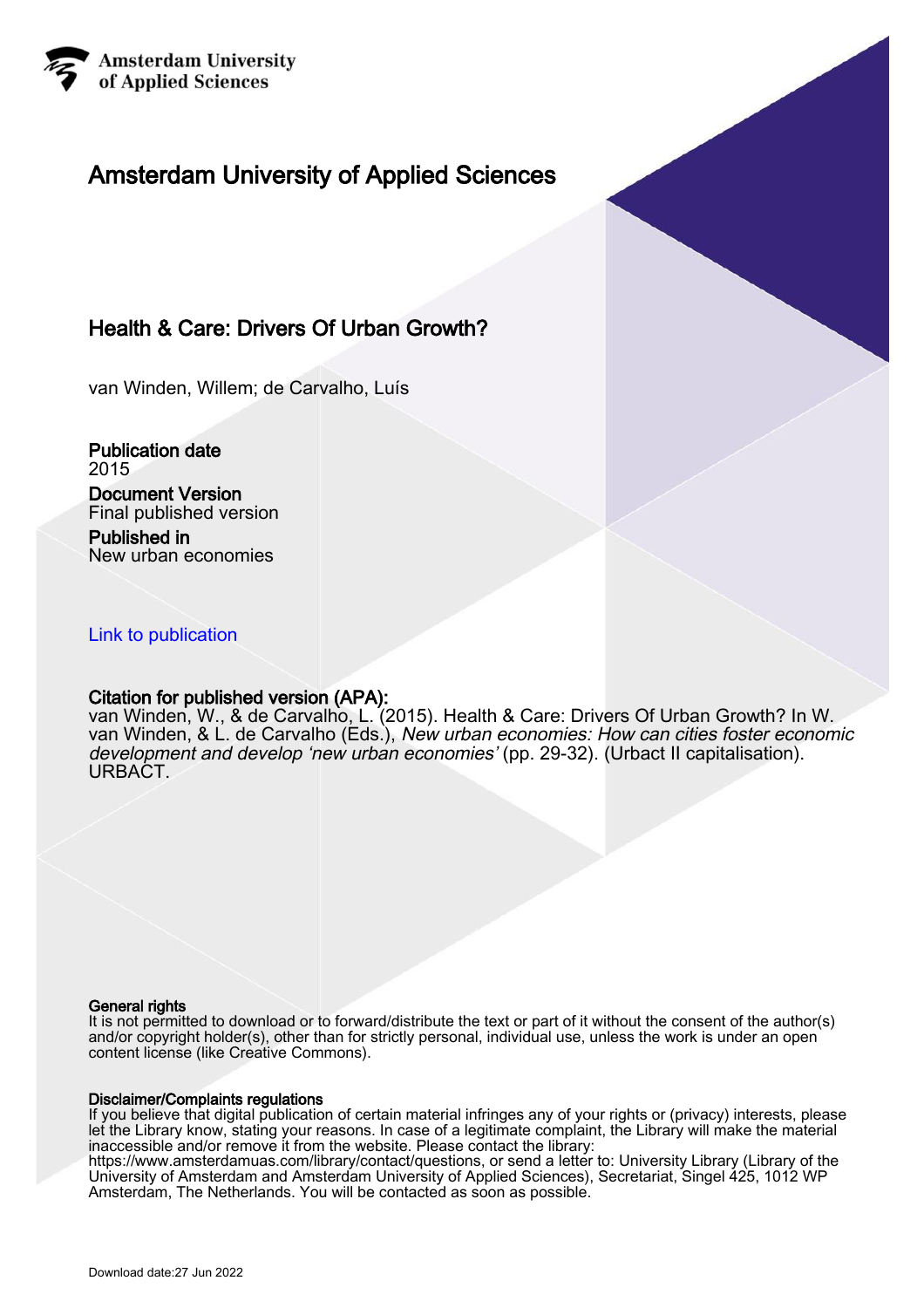Amsterdam University
of Applied Sciences

# Amsterdam University of Applied Sciences

## Health & Care: Drivers Of Urban Growth?

van Winden, Willem; de Carvalho, Luís

**Publication date**
2015

**Document Version**
Final published version

**Published in**
New urban economies

Link to publication

**Citation for published version (APA):**
van Winden, W., & de Carvalho, L. (2015). Health & Care: Drivers Of Urban Growth? In W. van Winden, & L. de Carvalho (Eds.), *New urban economies: How can cities foster economic development and develop 'new urban economies'* (pp. 29-32). (Urbact II capitalisation). URBACT.

**General rights**
It is not permitted to download or to forward/distribute the text or part of it without the consent of the author(s) and/or copyright holder(s), other than for strictly personal, individual use, unless the work is under an open content license (like Creative Commons).

**Disclaimer/Complaints regulations**
If you believe that digital publication of certain material infringes any of your rights or (privacy) interests, please let the Library know, stating your reasons. In case of a legitimate complaint, the Library will make the material inaccessible and/or remove it from the website. Please contact the library:
https://www.amsterdamuas.com/library/contact/questions, or send a letter to: University Library (Library of the University of Amsterdam and Amsterdam University of Applied Sciences), Secretariat, Singel 425, 1012 WP Amsterdam, The Netherlands. You will be contacted as soon as possible.

Download date:27 Jun 2022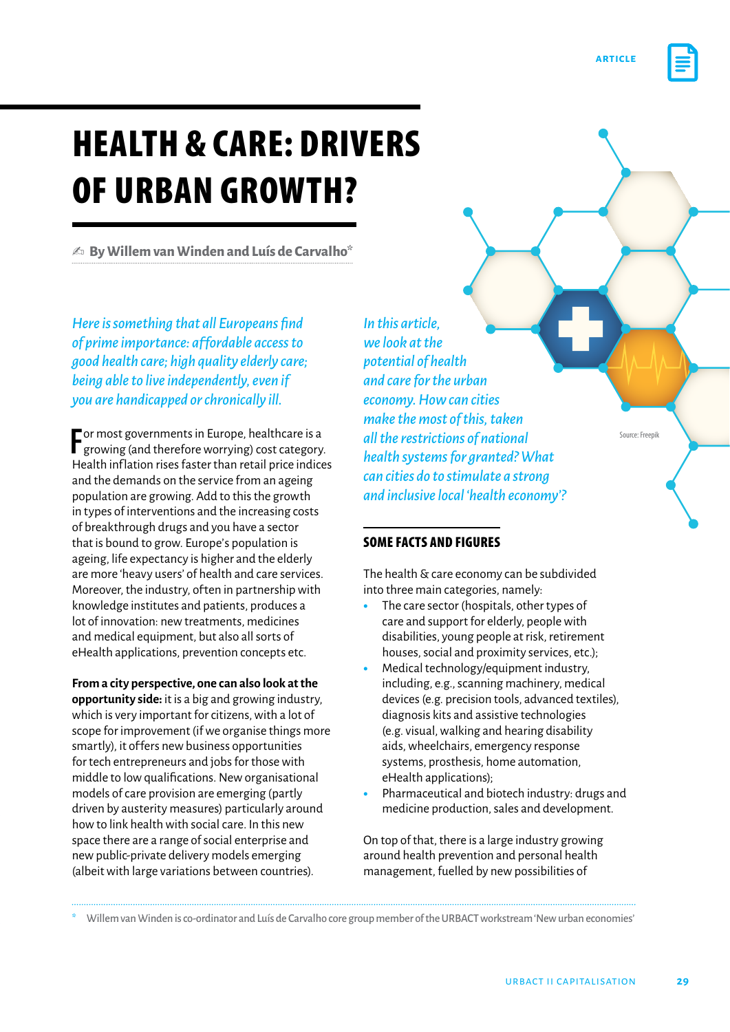# HEALTH & CARE: DRIVERS OF URBAN GROWTH?

✍ By Willem van Winden and Luís de Carvalho*

*Here is something that all Europeans find of prime importance: affordable access to good health care; high quality elderly care; being able to live independently, even if you are handicapped or chronically ill.*

*In this article, we look at the potential of health and care for the urban economy. How can cities make the most of this, taken all the restrictions of national health systems for granted? What can cities do to stimulate a strong and inclusive local 'health economy'?*

Source: Freepik

For most governments in Europe, healthcare is a growing (and therefore worrying) cost category. Health inflation rises faster than retail price indices and the demands on the service from an ageing population are growing. Add to this the growth in types of interventions and the increasing costs of breakthrough drugs and you have a sector that is bound to grow. Europe's population is ageing, life expectancy is higher and the elderly are more 'heavy users' of health and care services. Moreover, the industry, often in partnership with knowledge institutes and patients, produces a lot of innovation: new treatments, medicines and medical equipment, but also all sorts of eHealth applications, prevention concepts etc.

**From a city perspective, one can also look at the opportunity side:** it is a big and growing industry, which is very important for citizens, with a lot of scope for improvement (if we organise things more smartly), it offers new business opportunities for tech entrepreneurs and jobs for those with middle to low qualifications. New organisational models of care provision are emerging (partly driven by austerity measures) particularly around how to link health with social care. In this new space there are a range of social enterprise and new public-private delivery models emerging (albeit with large variations between countries).

## SOME FACTS AND FIGURES

The health & care economy can be subdivided into three main categories, namely:

- The care sector (hospitals, other types of care and support for elderly, people with disabilities, young people at risk, retirement houses, social and proximity services, etc.);
- Medical technology/equipment industry, including, e.g., scanning machinery, medical devices (e.g. precision tools, advanced textiles), diagnosis kits and assistive technologies (e.g. visual, walking and hearing disability aids, wheelchairs, emergency response systems, prosthesis, home automation, eHealth applications);
- Pharmaceutical and biotech industry: drugs and medicine production, sales and development.

On top of that, there is a large industry growing around health prevention and personal health management, fuelled by new possibilities of

\* Willem van Winden is co-ordinator and Luís de Carvalho core group member of the URBACT workstream 'New urban economies'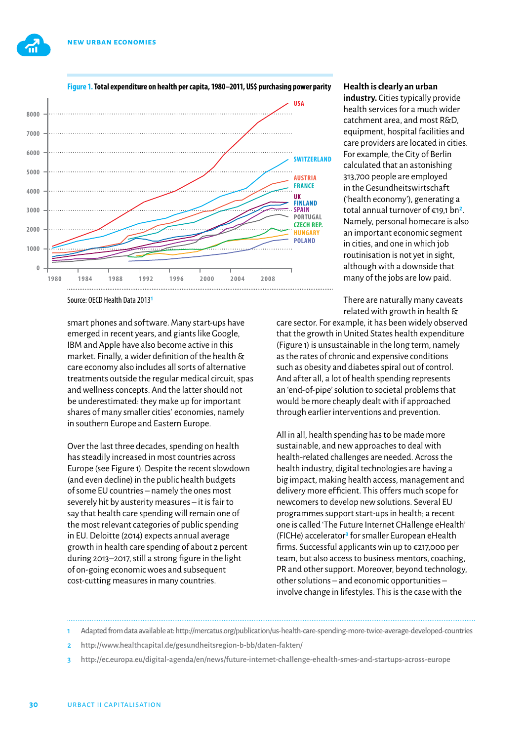**Figure 1. Total expenditure on health per capita, 1980–2011, US$ purchasing power parity**

Source: OECD Health Data 2013[1]

**Health is clearly an urban industry.** Cities typically provide health services for a much wider catchment area, and most R&D, equipment, hospital facilities and care providers are located in cities. For example, the City of Berlin calculated that an astonishing 313,700 people are employed in the Gesundheitswirtschaft ('health economy'), generating a total annual turnover of €19,1 bn[2]. Namely, personal homecare is also an important economic segment in cities, and one in which job routinisation is not yet in sight, although with a downside that many of the jobs are low paid.

smart phones and software. Many start-ups have emerged in recent years, and giants like Google, IBM and Apple have also become active in this market. Finally, a wider definition of the health & care economy also includes all sorts of alternative treatments outside the regular medical circuit, spas and wellness concepts. And the latter should not be underestimated: they make up for important shares of many smaller cities' economies, namely in southern Europe and Eastern Europe.

Over the last three decades, spending on health has steadily increased in most countries across Europe (see Figure 1). Despite the recent slowdown (and even decline) in the public health budgets of some EU countries – namely the ones most severely hit by austerity measures – it is fair to say that health care spending will remain one of the most relevant categories of public spending in EU. Deloitte (2014) expects annual average growth in health care spending of about 2 percent during 2013–2017, still a strong figure in the light of on-going economic woes and subsequent cost-cutting measures in many countries.

There are naturally many caveats related with growth in health & care sector. For example, it has been widely observed that the growth in United States health expenditure (Figure 1) is unsustainable in the long term, namely as the rates of chronic and expensive conditions such as obesity and diabetes spiral out of control. And after all, a lot of health spending represents an 'end-of-pipe' solution to societal problems that would be more cheaply dealt with if approached through earlier interventions and prevention.

All in all, health spending has to be made more sustainable, and new approaches to deal with health-related challenges are needed. Across the health industry, digital technologies are having a big impact, making health access, management and delivery more efficient. This offers much scope for newcomers to develop new solutions. Several EU programmes support start-ups in health; a recent one is called 'The Future Internet CHallenge eHealth' (FICHe) accelerator[3] for smaller European eHealth firms. Successful applicants win up to €217,000 per team, but also access to business mentors, coaching, PR and other support. Moreover, beyond technology, other solutions – and economic opportunities – involve change in lifestyles. This is the case with the

---

1 Adapted from data available at: http://mercatus.org/publication/us-health-care-spending-more-twice-average-developed-countries

2 http://www.healthcapital.de/gesundheitsregion-b-bb/daten-fakten/

3 http://ec.europa.eu/digital-agenda/en/news/future-internet-challenge-ehealth-smes-and-startups-across-europe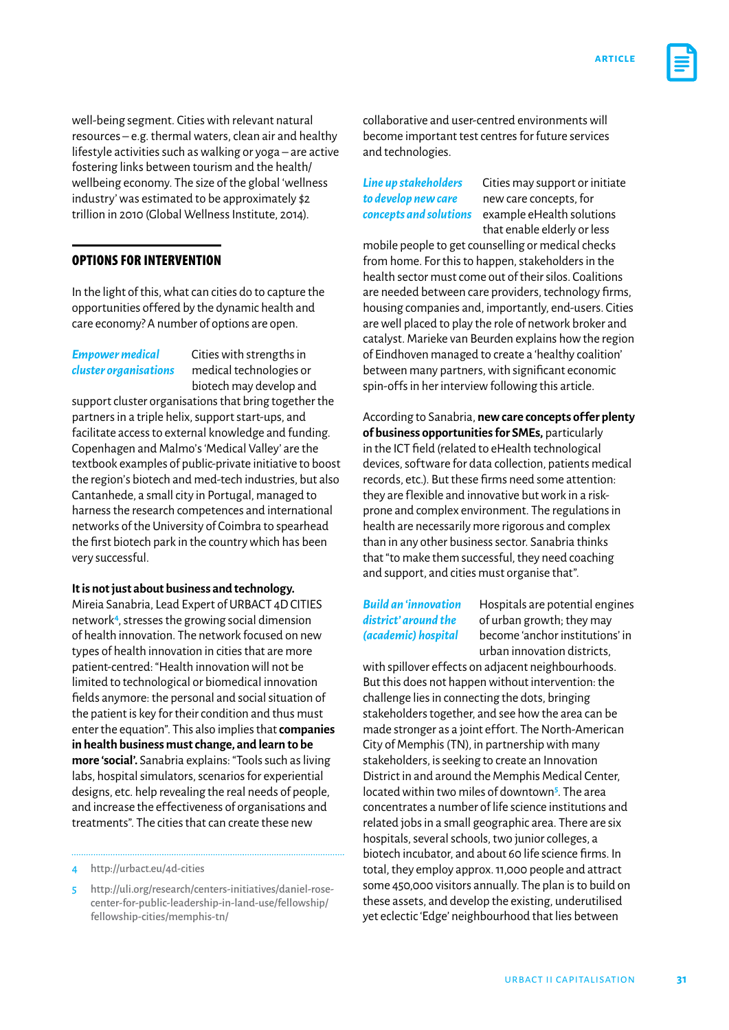well-being segment. Cities with relevant natural resources – e.g. thermal waters, clean air and healthy lifestyle activities such as walking or yoga – are active fostering links between tourism and the health/wellbeing economy. The size of the global 'wellness industry' was estimated to be approximately $2 trillion in 2010 (Global Wellness Institute, 2014).

## OPTIONS FOR INTERVENTION

In the light of this, what can cities do to capture the opportunities offered by the dynamic health and care economy? A number of options are open.

***Empower medical cluster organisations*** Cities with strengths in medical technologies or biotech may develop and support cluster organisations that bring together the partners in a triple helix, support start-ups, and facilitate access to external knowledge and funding. Copenhagen and Malmo's 'Medical Valley' are the textbook examples of public-private initiative to boost the region's biotech and med-tech industries, but also Cantanhede, a small city in Portugal, managed to harness the research competences and international networks of the University of Coimbra to spearhead the first biotech park in the country which has been very successful.

**It is not just about business and technology.** Mireia Sanabria, Lead Expert of URBACT 4D CITIES network[4], stresses the growing social dimension of health innovation. The network focused on new types of health innovation in cities that are more patient-centred: "Health innovation will not be limited to technological or biomedical innovation fields anymore: the personal and social situation of the patient is key for their condition and thus must enter the equation". This also implies that **companies in health business must change, and learn to be more 'social'.** Sanabria explains: "Tools such as living labs, hospital simulators, scenarios for experiential designs, etc. help revealing the real needs of people, and increase the effectiveness of organisations and treatments". The cities that can create these new collaborative and user-centred environments will become important test centres for future services and technologies.

***Line up stakeholders to develop new care concepts and solutions*** Cities may support or initiate new care concepts, for example eHealth solutions that enable elderly or less mobile people to get counselling or medical checks from home. For this to happen, stakeholders in the health sector must come out of their silos. Coalitions are needed between care providers, technology firms, housing companies and, importantly, end-users. Cities are well placed to play the role of network broker and catalyst. Marieke van Beurden explains how the region of Eindhoven managed to create a 'healthy coalition' between many partners, with significant economic spin-offs in her interview following this article.

According to Sanabria, **new care concepts offer plenty of business opportunities for SMEs,** particularly in the ICT field (related to eHealth technological devices, software for data collection, patients medical records, etc.). But these firms need some attention: they are flexible and innovative but work in a risk-prone and complex environment. The regulations in health are necessarily more rigorous and complex than in any other business sector. Sanabria thinks that "to make them successful, they need coaching and support, and cities must organise that".

***Build an 'innovation district' around the (academic) hospital*** Hospitals are potential engines of urban growth; they may become 'anchor institutions' in urban innovation districts, with spillover effects on adjacent neighbourhoods. But this does not happen without intervention: the challenge lies in connecting the dots, bringing stakeholders together, and see how the area can be made stronger as a joint effort. The North-American City of Memphis (TN), in partnership with many stakeholders, is seeking to create an Innovation District in and around the Memphis Medical Center, located within two miles of downtown[5]. The area concentrates a number of life science institutions and related jobs in a small geographic area. There are six hospitals, several schools, two junior colleges, a biotech incubator, and about 60 life science firms. In total, they employ approx. 11,000 people and attract some 450,000 visitors annually. The plan is to build on these assets, and develop the existing, underutilised yet eclectic 'Edge' neighbourhood that lies between

---

4 http://urbact.eu/4d-cities

5 http://uli.org/research/centers-initiatives/daniel-rose-center-for-public-leadership-in-land-use/fellowship/fellowship-cities/memphis-tn/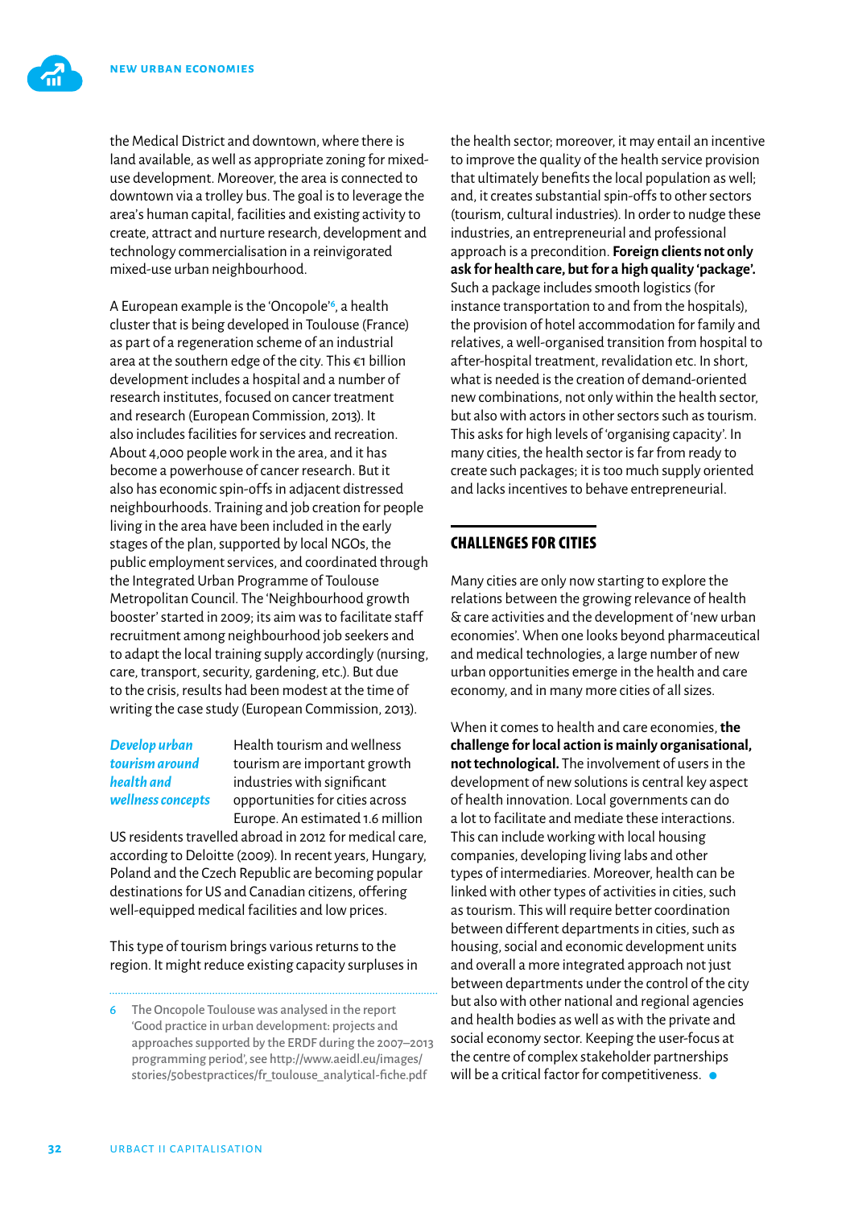the Medical District and downtown, where there is land available, as well as appropriate zoning for mixed-use development. Moreover, the area is connected to downtown via a trolley bus. The goal is to leverage the area's human capital, facilities and existing activity to create, attract and nurture research, development and technology commercialisation in a reinvigorated mixed-use urban neighbourhood.

A European example is the 'Oncopole'[6], a health cluster that is being developed in Toulouse (France) as part of a regeneration scheme of an industrial area at the southern edge of the city. This €1 billion development includes a hospital and a number of research institutes, focused on cancer treatment and research (European Commission, 2013). It also includes facilities for services and recreation. About 4,000 people work in the area, and it has become a powerhouse of cancer research. But it also has economic spin-offs in adjacent distressed neighbourhoods. Training and job creation for people living in the area have been included in the early stages of the plan, supported by local NGOs, the public employment services, and coordinated through the Integrated Urban Programme of Toulouse Metropolitan Council. The 'Neighbourhood growth booster' started in 2009; its aim was to facilitate staff recruitment among neighbourhood job seekers and to adapt the local training supply accordingly (nursing, care, transport, security, gardening, etc.). But due to the crisis, results had been modest at the time of writing the case study (European Commission, 2013).

***Develop urban tourism around health and wellness concepts***

Health tourism and wellness tourism are important growth industries with significant opportunities for cities across Europe. An estimated 1.6 million US residents travelled abroad in 2012 for medical care, according to Deloitte (2009). In recent years, Hungary, Poland and the Czech Republic are becoming popular destinations for US and Canadian citizens, offering well-equipped medical facilities and low prices.

This type of tourism brings various returns to the region. It might reduce existing capacity surpluses in the health sector; moreover, it may entail an incentive to improve the quality of the health service provision that ultimately benefits the local population as well; and, it creates substantial spin-offs to other sectors (tourism, cultural industries). In order to nudge these industries, an entrepreneurial and professional approach is a precondition. **Foreign clients not only ask for health care, but for a high quality 'package'.** Such a package includes smooth logistics (for instance transportation to and from the hospitals), the provision of hotel accommodation for family and relatives, a well-organised transition from hospital to after-hospital treatment, revalidation etc. In short, what is needed is the creation of demand-oriented new combinations, not only within the health sector, but also with actors in other sectors such as tourism. This asks for high levels of 'organising capacity'. In many cities, the health sector is far from ready to create such packages; it is too much supply oriented and lacks incentives to behave entrepreneurial.

## CHALLENGES FOR CITIES

Many cities are only now starting to explore the relations between the growing relevance of health & care activities and the development of 'new urban economies'. When one looks beyond pharmaceutical and medical technologies, a large number of new urban opportunities emerge in the health and care economy, and in many more cities of all sizes.

When it comes to health and care economies, **the challenge for local action is mainly organisational, not technological.** The involvement of users in the development of new solutions is central key aspect of health innovation. Local governments can do a lot to facilitate and mediate these interactions. This can include working with local housing companies, developing living labs and other types of intermediaries. Moreover, health can be linked with other types of activities in cities, such as tourism. This will require better coordination between different departments in cities, such as housing, social and economic development units and overall a more integrated approach not just between departments under the control of the city but also with other national and regional agencies and health bodies as well as with the private and social economy sector. Keeping the user-focus at the centre of complex stakeholder partnerships will be a critical factor for competitiveness.

---

6 The Oncopole Toulouse was analysed in the report 'Good practice in urban development: projects and approaches supported by the ERDF during the 2007–2013 programming period', see http://www.aeidl.eu/images/stories/50bestpractices/fr_toulouse_analytical-fiche.pdf